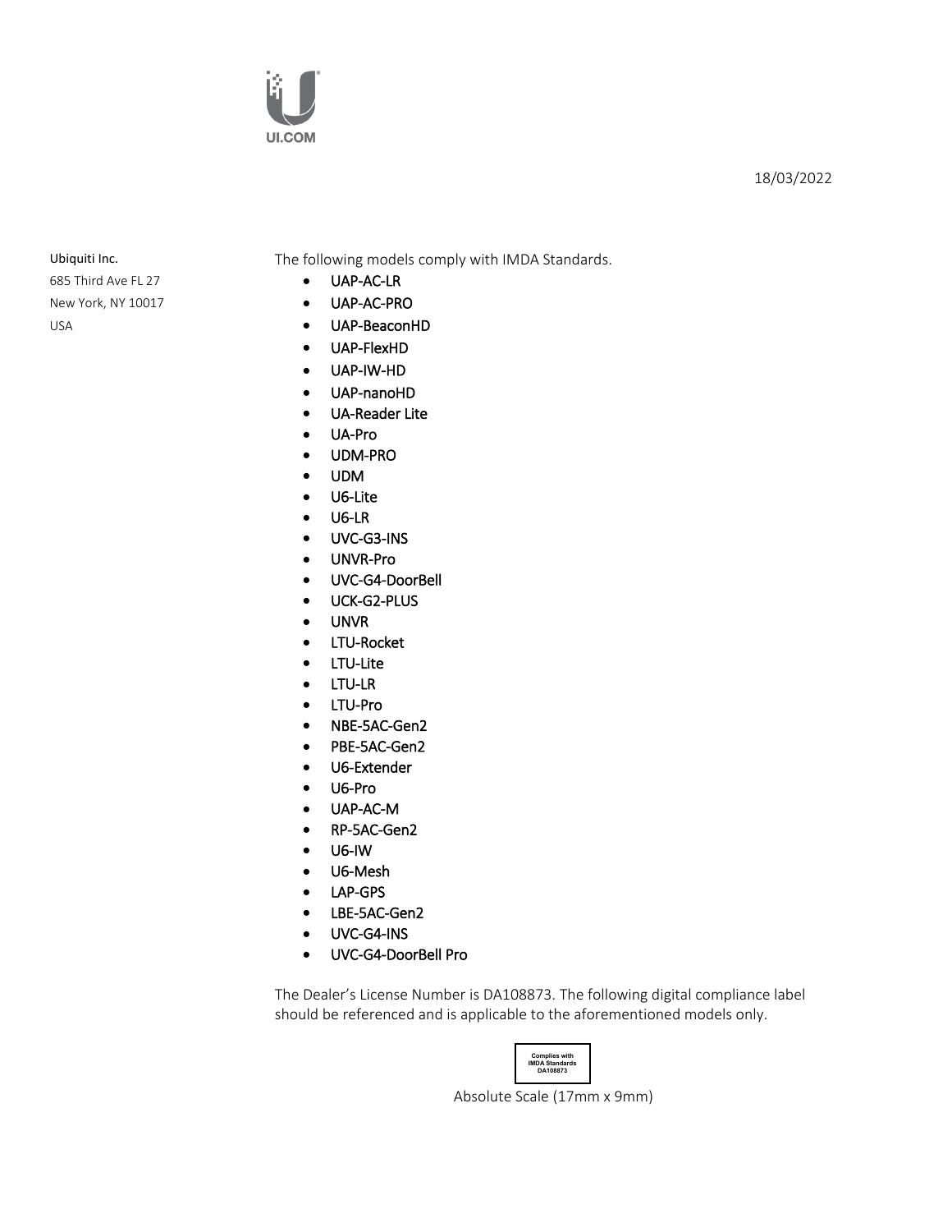UI.COM

18/03/2022

Ubiquiti Inc.
685 Third Ave FL 27
New York, NY 10017
USA

The following models comply with IMDA Standards.

- UAP-AC-LR
- UAP-AC-PRO
- UAP-BeaconHD
- UAP-FlexHD
- UAP-IW-HD
- UAP-nanoHD
- UA-Reader Lite
- UA-Pro
- UDM-PRO
- UDM
- U6-Lite
- U6-LR
- UVC-G3-INS
- UNVR-Pro
- UVC-G4-DoorBell
- UCK-G2-PLUS
- UNVR
- LTU-Rocket
- LTU-Lite
- LTU-LR
- LTU-Pro
- NBE-5AC-Gen2
- PBE-5AC-Gen2
- U6-Extender
- U6-Pro
- UAP-AC-M
- RP-5AC-Gen2
- U6-IW
- U6-Mesh
- LAP-GPS
- LBE-5AC-Gen2
- UVC-G4-INS
- UVC-G4-DoorBell Pro

The Dealer's License Number is DA108873. The following digital compliance label should be referenced and is applicable to the aforementioned models only.

Complies with
IMDA Standards
DA108873

Absolute Scale (17mm x 9mm)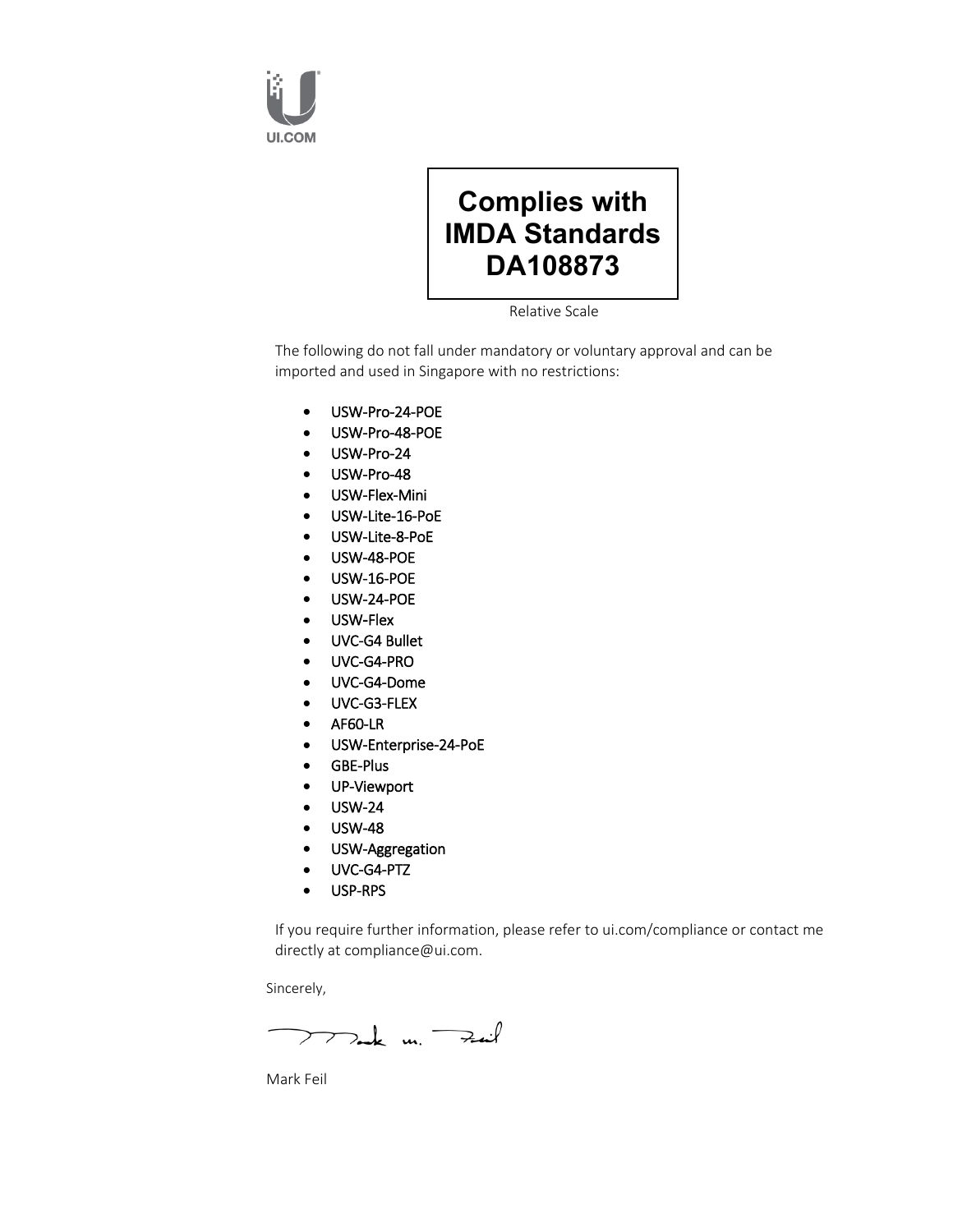UI.COM

**Complies with IMDA Standards DA108873**

Relative Scale

The following do not fall under mandatory or voluntary approval and can be imported and used in Singapore with no restrictions:

- USW-Pro-24-POE
- USW-Pro-48-POE
- USW-Pro-24
- USW-Pro-48
- USW-Flex-Mini
- USW-Lite-16-PoE
- USW-Lite-8-PoE
- USW-48-POE
- USW-16-POE
- USW-24-POE
- USW-Flex
- UVC-G4 Bullet
- UVC-G4-PRO
- UVC-G4-Dome
- UVC-G3-FLEX
- AF60-LR
- USW-Enterprise-24-PoE
- GBE-Plus
- UP-Viewport
- USW-24
- USW-48
- USW-Aggregation
- UVC-G4-PTZ
- USP-RPS

If you require further information, please refer to ui.com/compliance or contact me directly at compliance@ui.com.

Sincerely,

Mark Feil